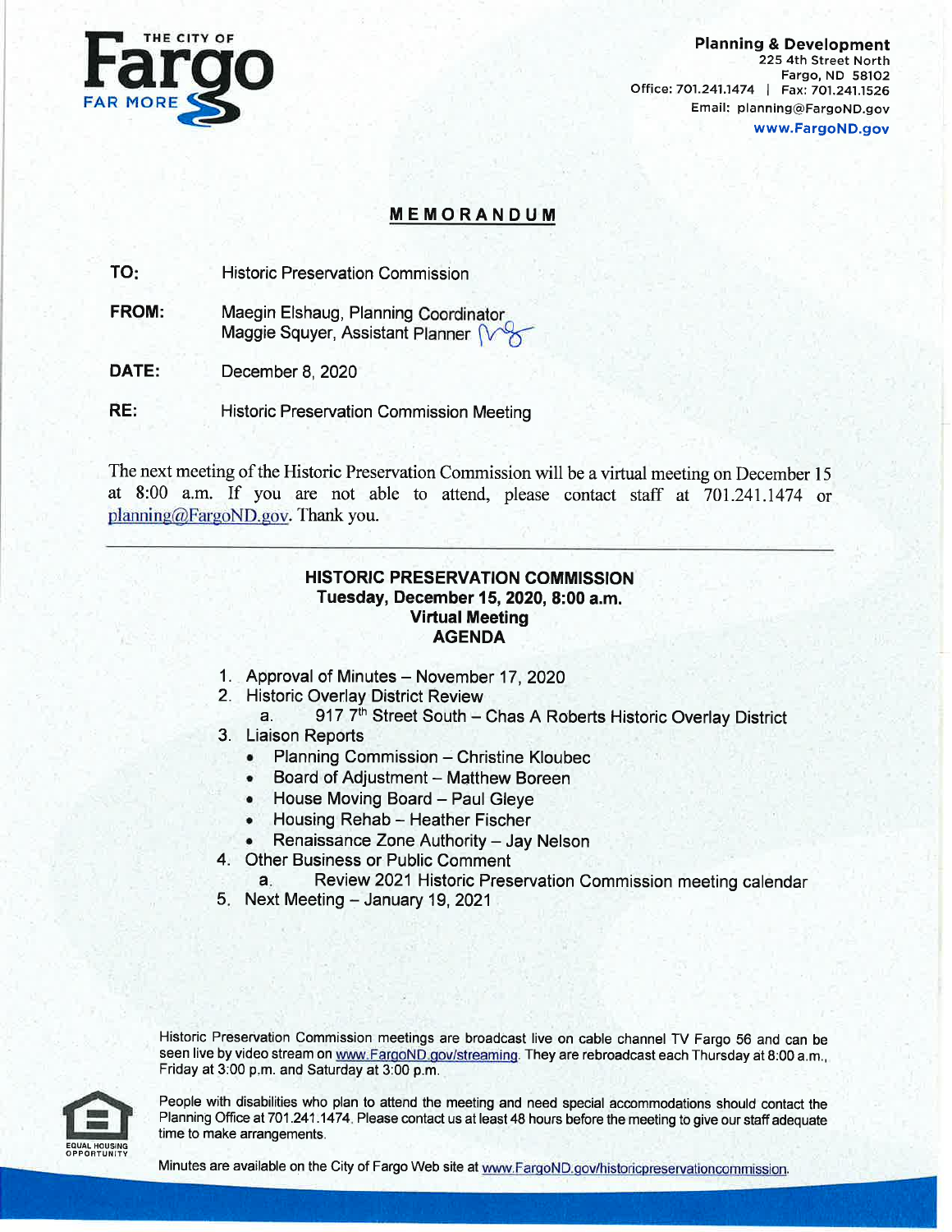THE CITY OF **Fargo** FAR MORE

**Planning & Development**
225 4th Street North
Fargo, ND 58102
Office: 701.241.1474 | Fax: 701.241.1526
Email: planning@FargoND.gov
www.FargoND.gov

# MEMORANDUM

**TO:** Historic Preservation Commission

**FROM:** Maegin Elshaug, Planning Coordinator
Maggie Squyer, Assistant Planner

**DATE:** December 8, 2020

**RE:** Historic Preservation Commission Meeting

The next meeting of the Historic Preservation Commission will be a virtual meeting on December 15 at 8:00 a.m. If you are not able to attend, please contact staff at 701.241.1474 or planning@FargoND.gov. Thank you.

---

## HISTORIC PRESERVATION COMMISSION
**Tuesday, December 15, 2020, 8:00 a.m.**
**Virtual Meeting**
**AGENDA**

1. Approval of Minutes – November 17, 2020
2. Historic Overlay District Review
   a. 917 7th Street South – Chas A Roberts Historic Overlay District
3. Liaison Reports
   - Planning Commission – Christine Kloubec
   - Board of Adjustment – Matthew Boreen
   - House Moving Board – Paul Gleye
   - Housing Rehab – Heather Fischer
   - Renaissance Zone Authority – Jay Nelson
4. Other Business or Public Comment
   a. Review 2021 Historic Preservation Commission meeting calendar
5. Next Meeting – January 19, 2021

Historic Preservation Commission meetings are broadcast live on cable channel TV Fargo 56 and can be seen live by video stream on www.FargoND.gov/streaming. They are rebroadcast each Thursday at 8:00 a.m., Friday at 3:00 p.m. and Saturday at 3:00 p.m.

People with disabilities who plan to attend the meeting and need special accommodations should contact the Planning Office at 701.241.1474. Please contact us at least 48 hours before the meeting to give our staff adequate time to make arrangements.

Minutes are available on the City of Fargo Web site at www.FargoND.gov/historicpreservationcommission.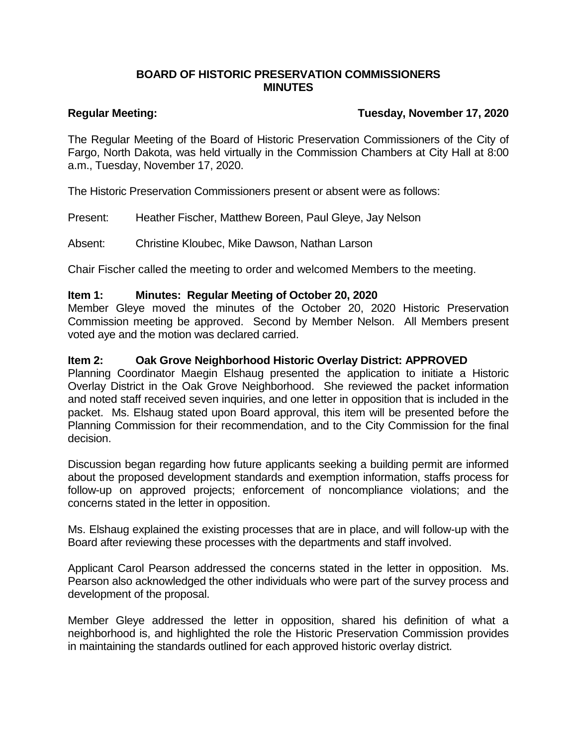**BOARD OF HISTORIC PRESERVATION COMMISSIONERS**
**MINUTES**

**Regular Meeting:** **Tuesday, November 17, 2020**

The Regular Meeting of the Board of Historic Preservation Commissioners of the City of Fargo, North Dakota, was held virtually in the Commission Chambers at City Hall at 8:00 a.m., Tuesday, November 17, 2020.

The Historic Preservation Commissioners present or absent were as follows:

Present: Heather Fischer, Matthew Boreen, Paul Gleye, Jay Nelson

Absent: Christine Kloubec, Mike Dawson, Nathan Larson

Chair Fischer called the meeting to order and welcomed Members to the meeting.

**Item 1: Minutes: Regular Meeting of October 20, 2020**

Member Gleye moved the minutes of the October 20, 2020 Historic Preservation Commission meeting be approved. Second by Member Nelson. All Members present voted aye and the motion was declared carried.

**Item 2: Oak Grove Neighborhood Historic Overlay District: APPROVED**

Planning Coordinator Maegin Elshaug presented the application to initiate a Historic Overlay District in the Oak Grove Neighborhood. She reviewed the packet information and noted staff received seven inquiries, and one letter in opposition that is included in the packet. Ms. Elshaug stated upon Board approval, this item will be presented before the Planning Commission for their recommendation, and to the City Commission for the final decision.

Discussion began regarding how future applicants seeking a building permit are informed about the proposed development standards and exemption information, staffs process for follow-up on approved projects; enforcement of noncompliance violations; and the concerns stated in the letter in opposition.

Ms. Elshaug explained the existing processes that are in place, and will follow-up with the Board after reviewing these processes with the departments and staff involved.

Applicant Carol Pearson addressed the concerns stated in the letter in opposition. Ms. Pearson also acknowledged the other individuals who were part of the survey process and development of the proposal.

Member Gleye addressed the letter in opposition, shared his definition of what a neighborhood is, and highlighted the role the Historic Preservation Commission provides in maintaining the standards outlined for each approved historic overlay district.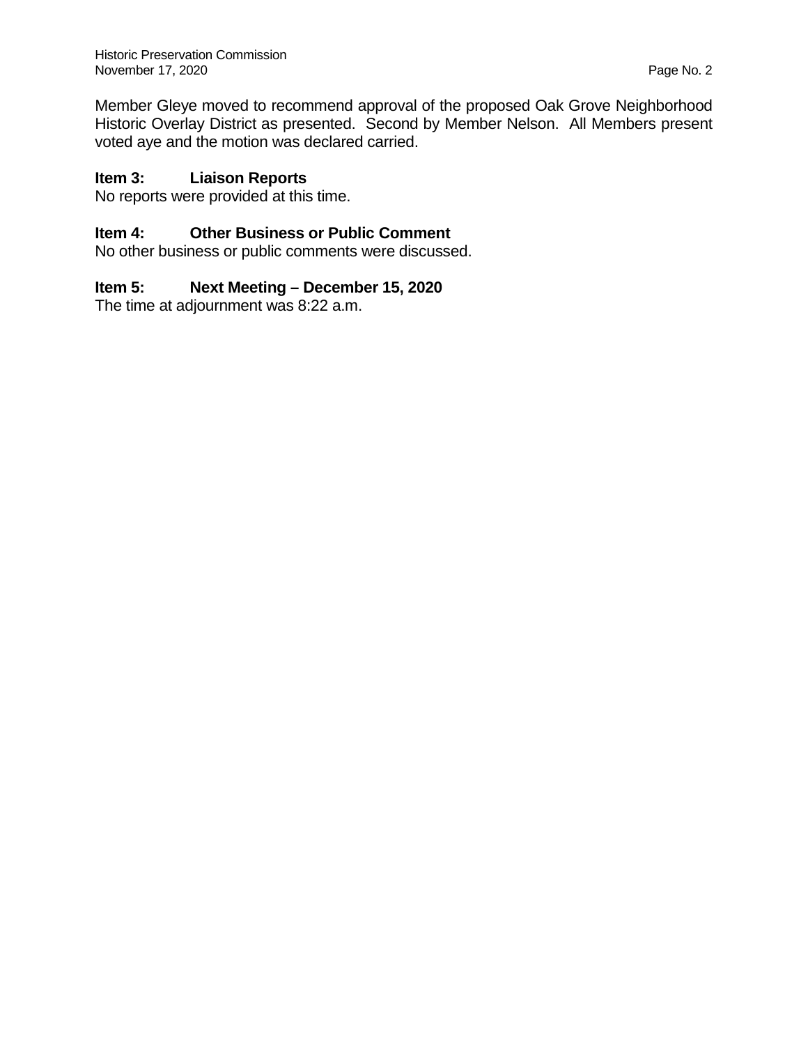Member Gleye moved to recommend approval of the proposed Oak Grove Neighborhood Historic Overlay District as presented. Second by Member Nelson. All Members present voted aye and the motion was declared carried.

**Item 3: Liaison Reports**

No reports were provided at this time.

**Item 4: Other Business or Public Comment**

No other business or public comments were discussed.

**Item 5: Next Meeting – December 15, 2020**

The time at adjournment was 8:22 a.m.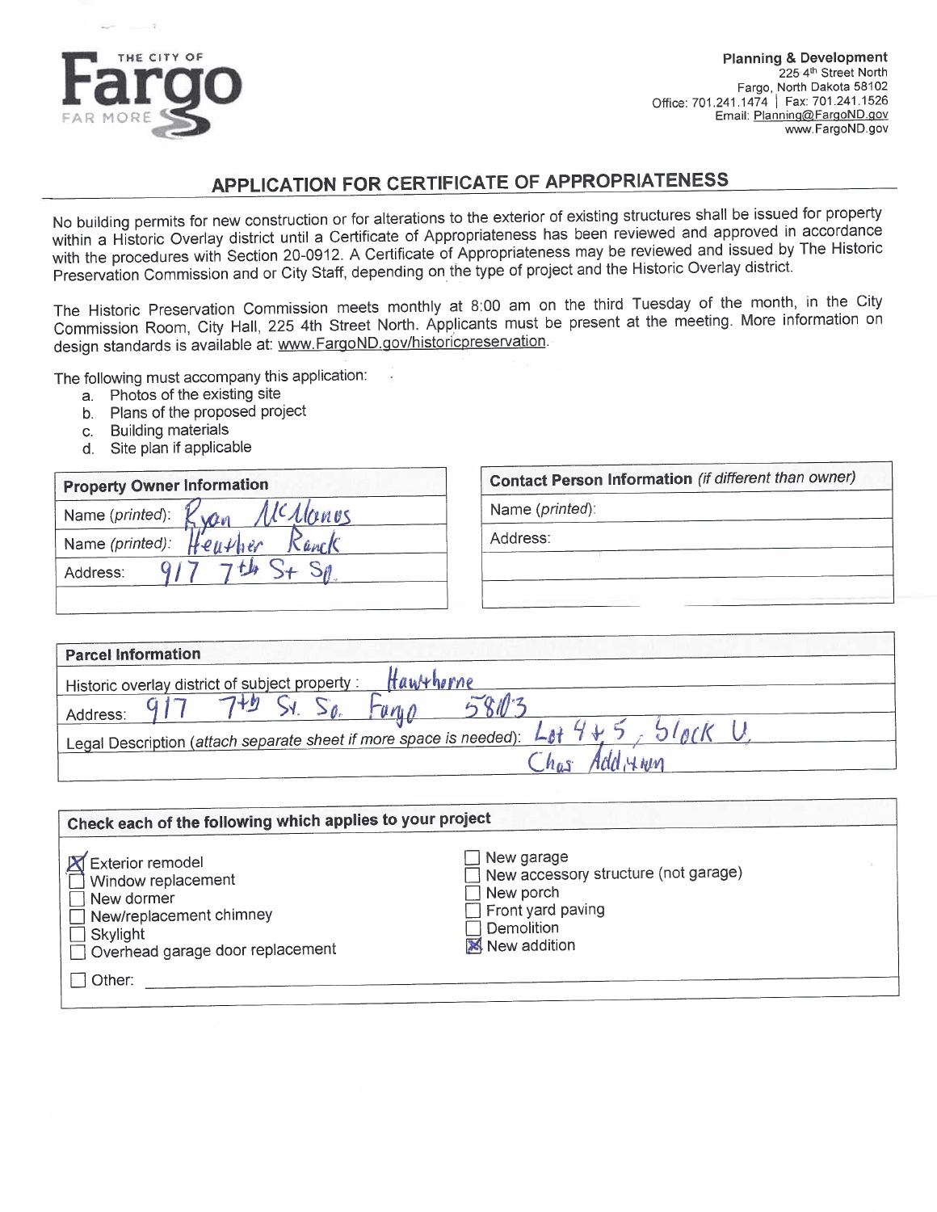THE CITY OF **Fargo** FAR MORE

**Planning & Development**
225 4th Street North
Fargo, North Dakota 58102
Office: 701.241.1474 | Fax: 701.241.1526
Email: Planning@FargoND.gov
www.FargoND.gov

## APPLICATION FOR CERTIFICATE OF APPROPRIATENESS

No building permits for new construction or for alterations to the exterior of existing structures shall be issued for property within a Historic Overlay district until a Certificate of Appropriateness has been reviewed and approved in accordance with the procedures with Section 20-0912. A Certificate of Appropriateness may be reviewed and issued by The Historic Preservation Commission and or City Staff, depending on the type of project and the Historic Overlay district.

The Historic Preservation Commission meets monthly at 8:00 am on the third Tuesday of the month, in the City Commission Room, City Hall, 225 4th Street North. Applicants must be present at the meeting. More information on design standards is available at: www.FargoND.gov/historicpreservation.

The following must accompany this application:

a. Photos of the existing site
b. Plans of the proposed project
c. Building materials
d. Site plan if applicable

| **Property Owner Information** |
| --- |
| Name (*printed*): Ryan McManus |
| Name (*printed*): Heather Ranck |
| Address: 917 7th St So. |
| |

| **Contact Person Information** (*if different than owner*) |
| --- |
| Name (*printed*): |
| Address: |
| |
| |

| **Parcel Information** |
| --- |
| Historic overlay district of subject property: Hawthorne |
| Address: 917 7th St. So. Fargo 58103 |
| Legal Description (*attach separate sheet if more space is needed*): Lot 4 + 5, Block U, |
| Chas Addition |

**Check each of the following which applies to your project**

- [x] Exterior remodel
- [ ] Window replacement
- [ ] New dormer
- [ ] New/replacement chimney
- [ ] Skylight
- [ ] Overhead garage door replacement
- [ ] New garage
- [ ] New accessory structure (not garage)
- [ ] New porch
- [ ] Front yard paving
- [ ] Demolition
- [x] New addition
- [ ] Other: ______________________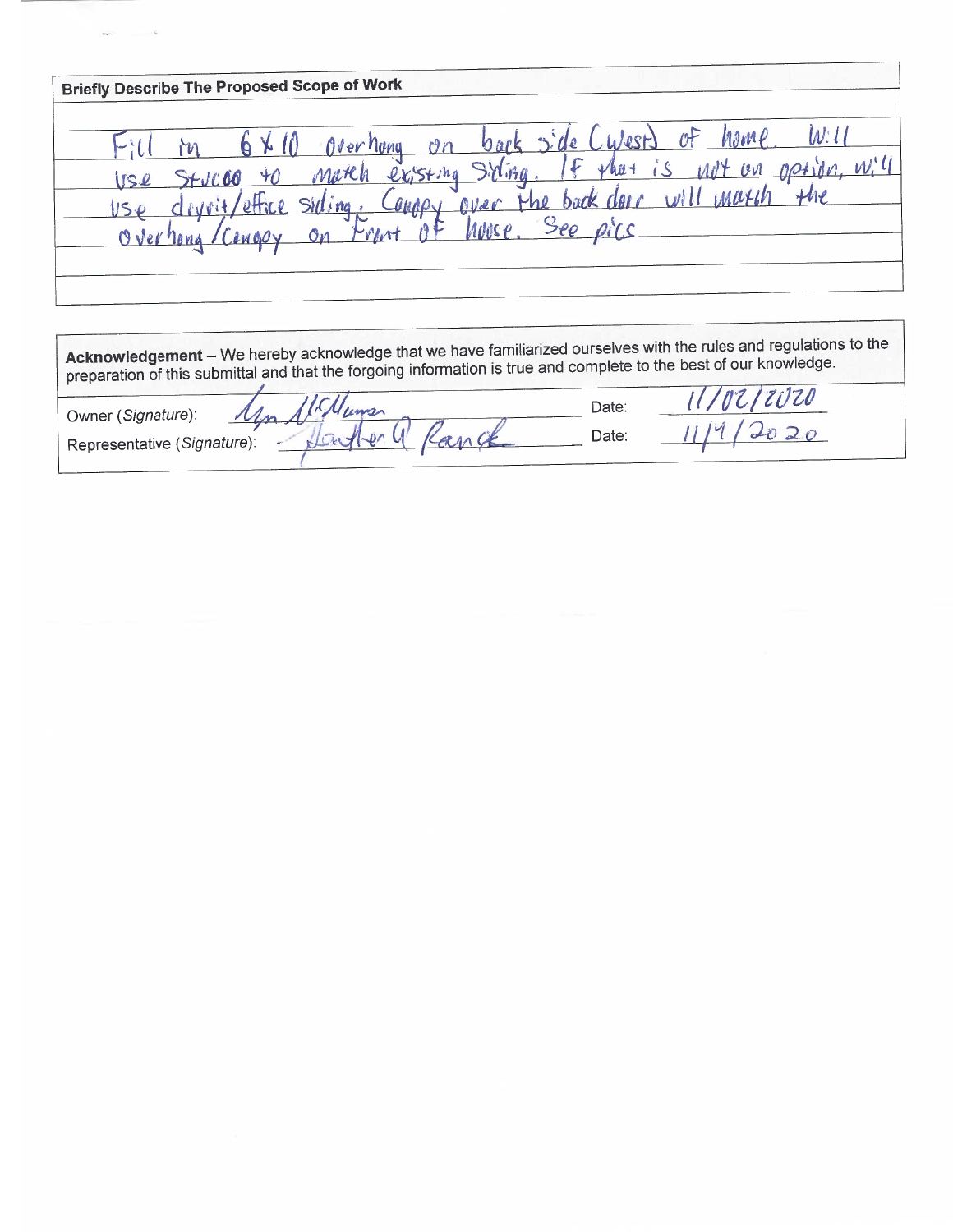**Briefly Describe The Proposed Scope of Work**

Fill in 6 x 10 overhang on back side (West) of home. Will use Stucco to match existing Siding. If that is not an option, will use dryvit/office siding. Canopy over the back door will match the overhang/Canopy on Front of house. See pics

**Acknowledgement** – We hereby acknowledge that we have familiarized ourselves with the rules and regulations to the preparation of this submittal and that the forgoing information is true and complete to the best of our knowledge.

Owner (*Signature*): [signature] Date: 11/02/2020

Representative (*Signature*): Heather A Rand Date: 11/4/2020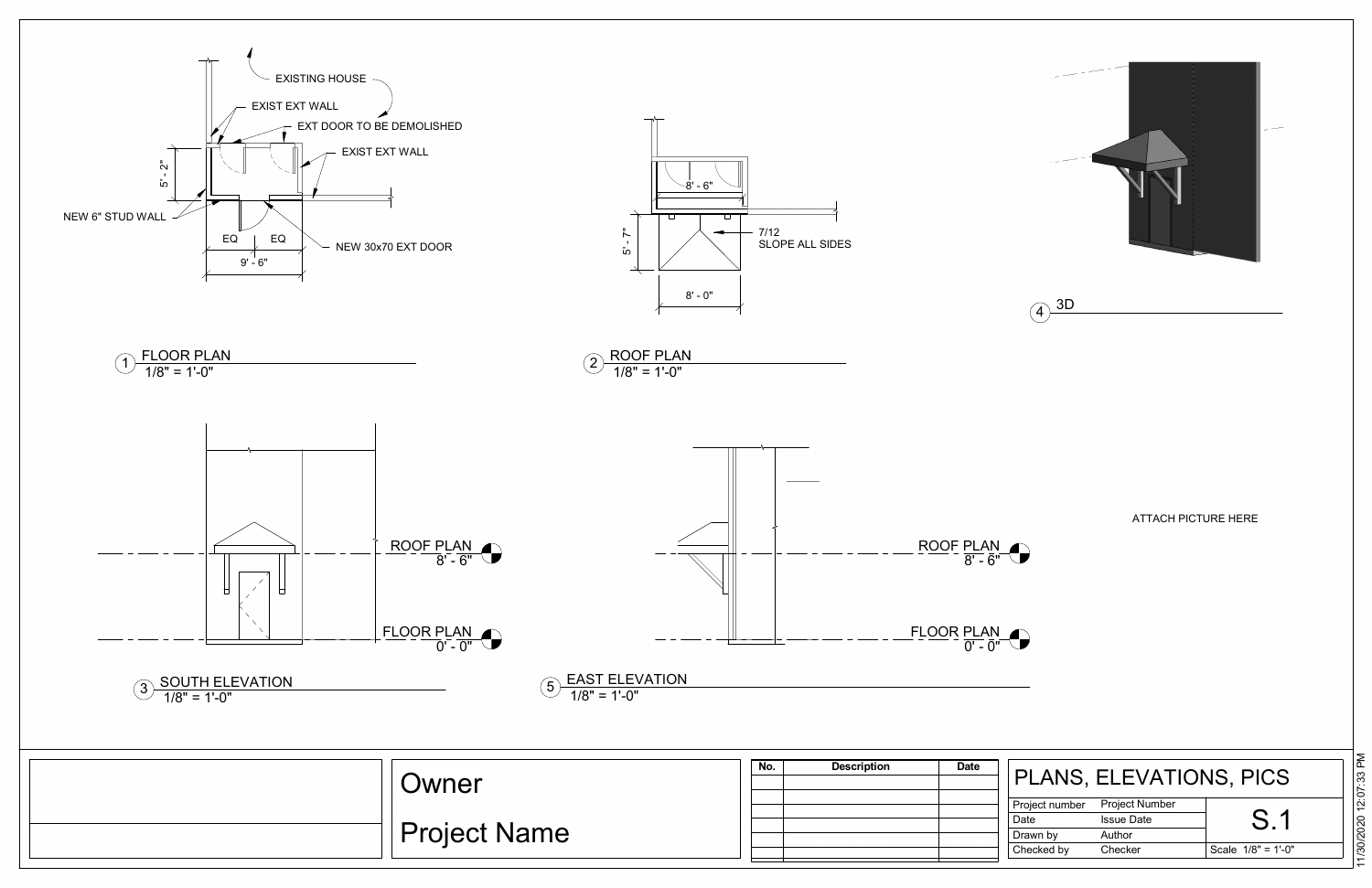EXISTING HOUSE

EXIST EXT WALL

EXT DOOR TO BE DEMOLISHED

EXIST EXT WALL

5' - 2"

NEW 6" STUD WALL

EQ EQ

9' - 6"

NEW 30x70 EXT DOOR

1 FLOOR PLAN
1/8" = 1'-0"

8' - 6"

5' - 7"

7/12
SLOPE ALL SIDES

8' - 0"

2 ROOF PLAN
1/8" = 1'-0"

4 3D

ROOF PLAN
8' - 6"

FLOOR PLAN
0' - 0"

3 SOUTH ELEVATION
1/8" = 1'-0"

ROOF PLAN
8' - 6"

FLOOR PLAN
0' - 0"

5 EAST ELEVATION
1/8" = 1'-0"

ATTACH PICTURE HERE

Owner

Project Name

| No. | Description | Date |
|---|---|---|
| | | |
| | | |
| | | |
| | | |
| | | |

# PLANS, ELEVATIONS, PICS

| | | |
|---|---|---|
| Project number | Project Number | S.1 |
| Date | Issue Date | |
| Drawn by | Author | |
| Checked by | Checker | Scale 1/8" = 1'-0" |

11/30/2020 12:07:33 PM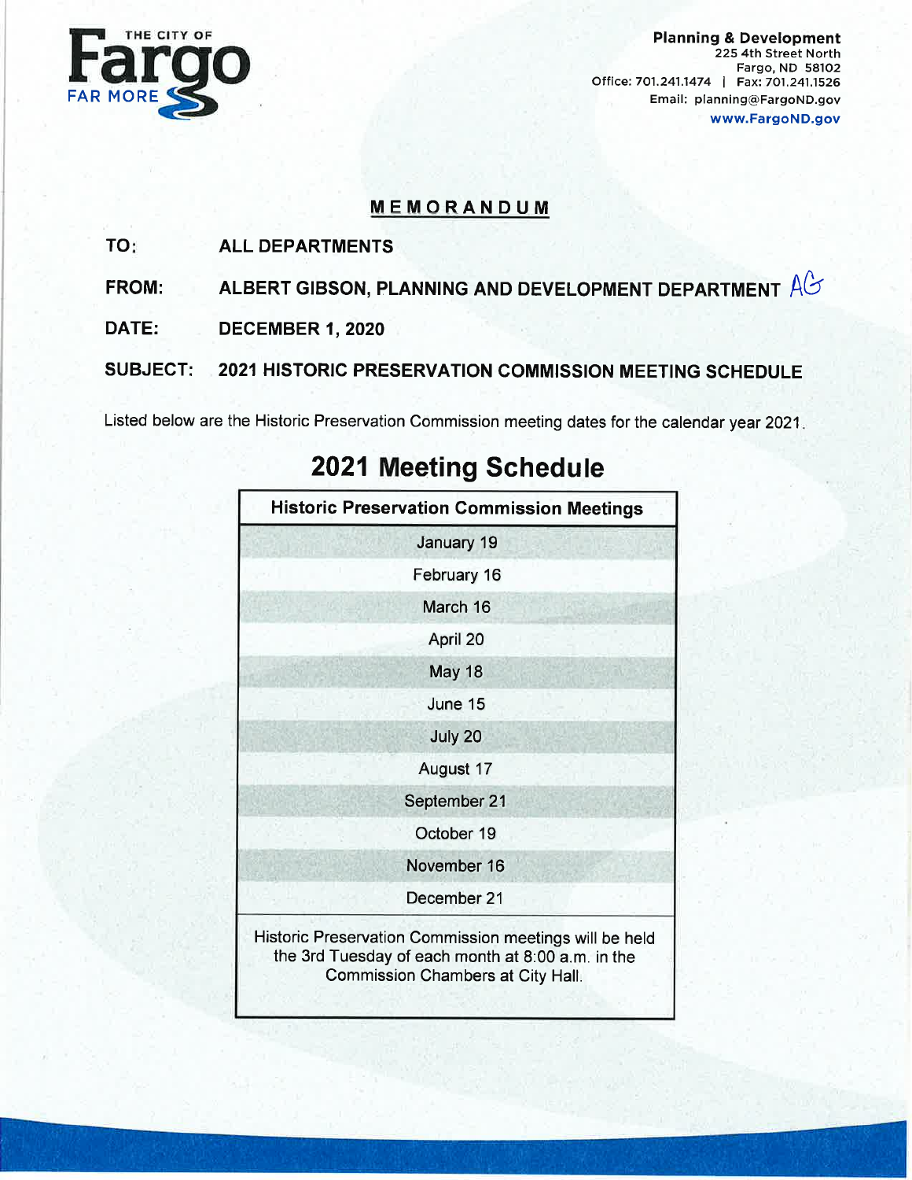THE CITY OF **Fargo** FAR MORE

**Planning & Development**
225 4th Street North
Fargo, ND 58102
Office: 701.241.1474 | Fax: 701.241.1526
Email: planning@FargoND.gov
www.FargoND.gov

## MEMORANDUM

**TO:** ALL DEPARTMENTS

**FROM:** ALBERT GIBSON, PLANNING AND DEVELOPMENT DEPARTMENT AG

**DATE:** DECEMBER 1, 2020

**SUBJECT:** 2021 HISTORIC PRESERVATION COMMISSION MEETING SCHEDULE

Listed below are the Historic Preservation Commission meeting dates for the calendar year 2021.

# 2021 Meeting Schedule

| Historic Preservation Commission Meetings |
| --- |
| January 19 |
| February 16 |
| March 16 |
| April 20 |
| May 18 |
| June 15 |
| July 20 |
| August 17 |
| September 21 |
| October 19 |
| November 16 |
| December 21 |
| Historic Preservation Commission meetings will be held the 3rd Tuesday of each month at 8:00 a.m. in the Commission Chambers at City Hall. |